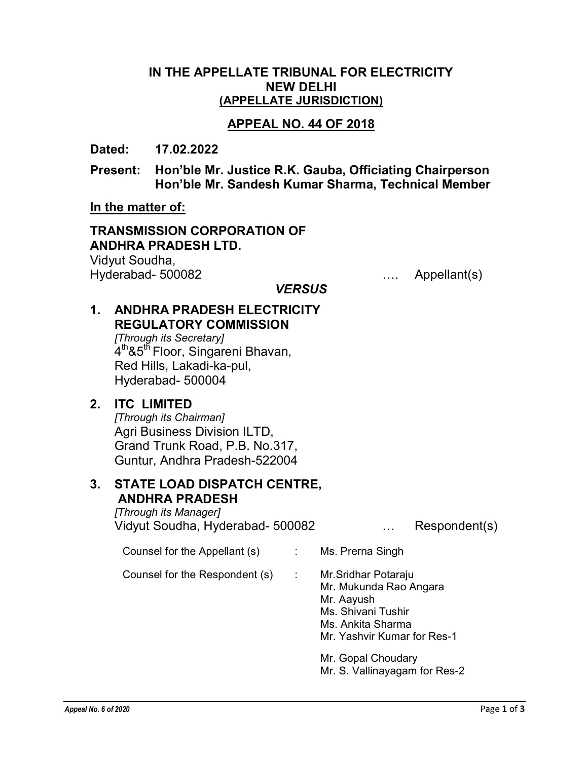# IN THE APPELLATE TRIBUNAL FOR ELECTRICITY
# NEW DELHI
## (APPELLATE JURISDICTION)

## APPEAL NO. 44 OF 2018

**Dated: 17.02.2022**

**Present: Hon'ble Mr. Justice R.K. Gauba, Officiating Chairperson**
**Hon'ble Mr. Sandesh Kumar Sharma, Technical Member**

**In the matter of:**

**TRANSMISSION CORPORATION OF ANDHRA PRADESH LTD.**
Vidyut Soudha,
Hyderabad- 500082 …. Appellant(s)

***VERSUS***

1. **ANDHRA PRADESH ELECTRICITY REGULATORY COMMISSION**
   *[Through its Secretary]*
   4th&5th Floor, Singareni Bhavan,
   Red Hills, Lakadi-ka-pul,
   Hyderabad- 500004

2. **ITC LIMITED**
   *[Through its Chairman]*
   Agri Business Division ILTD,
   Grand Trunk Road, P.B. No.317,
   Guntur, Andhra Pradesh-522004

3. **STATE LOAD DISPATCH CENTRE, ANDHRA PRADESH**
   *[Through its Manager]*
   Vidyut Soudha, Hyderabad- 500082 … Respondent(s)

Counsel for the Appellant (s) : Ms. Prerna Singh

Counsel for the Respondent (s) : Mr.Sridhar Potaraju
Mr. Mukunda Rao Angara
Mr. Aayush
Ms. Shivani Tushir
Ms. Ankita Sharma
Mr. Yashvir Kumar for Res-1

Mr. Gopal Choudary
Mr. S. Vallinayagam for Res-2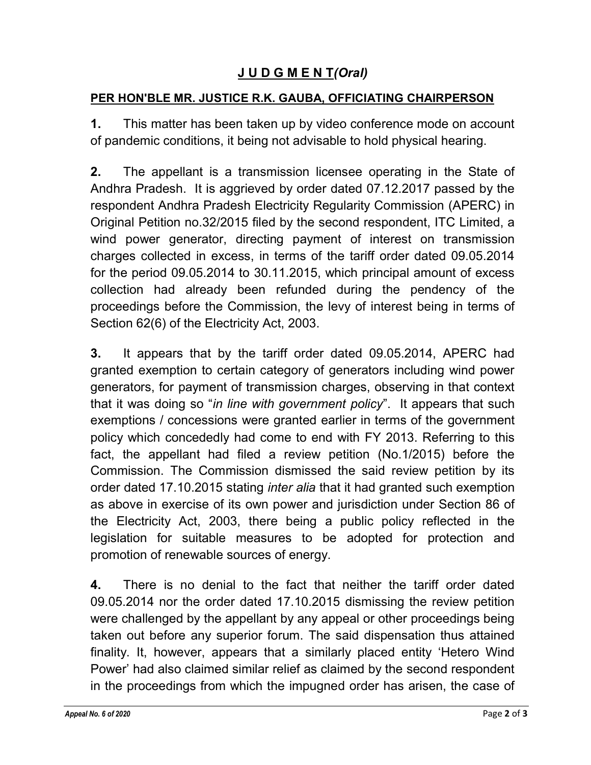## **J U D G M E N T** *(Oral)*

**PER HON'BLE MR. JUSTICE R.K. GAUBA, OFFICIATING CHAIRPERSON**

**1.** This matter has been taken up by video conference mode on account of pandemic conditions, it being not advisable to hold physical hearing.

**2.** The appellant is a transmission licensee operating in the State of Andhra Pradesh. It is aggrieved by order dated 07.12.2017 passed by the respondent Andhra Pradesh Electricity Regularity Commission (APERC) in Original Petition no.32/2015 filed by the second respondent, ITC Limited, a wind power generator, directing payment of interest on transmission charges collected in excess, in terms of the tariff order dated 09.05.2014 for the period 09.05.2014 to 30.11.2015, which principal amount of excess collection had already been refunded during the pendency of the proceedings before the Commission, the levy of interest being in terms of Section 62(6) of the Electricity Act, 2003.

**3.** It appears that by the tariff order dated 09.05.2014, APERC had granted exemption to certain category of generators including wind power generators, for payment of transmission charges, observing in that context that it was doing so "*in line with government policy*". It appears that such exemptions / concessions were granted earlier in terms of the government policy which concededly had come to end with FY 2013. Referring to this fact, the appellant had filed a review petition (No.1/2015) before the Commission. The Commission dismissed the said review petition by its order dated 17.10.2015 stating *inter alia* that it had granted such exemption as above in exercise of its own power and jurisdiction under Section 86 of the Electricity Act, 2003, there being a public policy reflected in the legislation for suitable measures to be adopted for protection and promotion of renewable sources of energy.

**4.** There is no denial to the fact that neither the tariff order dated 09.05.2014 nor the order dated 17.10.2015 dismissing the review petition were challenged by the appellant by any appeal or other proceedings being taken out before any superior forum. The said dispensation thus attained finality. It, however, appears that a similarly placed entity 'Hetero Wind Power' had also claimed similar relief as claimed by the second respondent in the proceedings from which the impugned order has arisen, the case of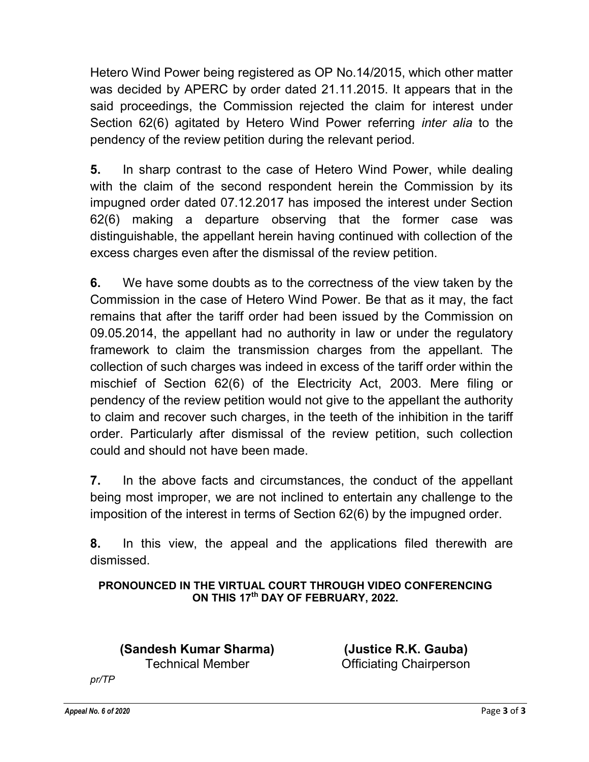Hetero Wind Power being registered as OP No.14/2015, which other matter was decided by APERC by order dated 21.11.2015. It appears that in the said proceedings, the Commission rejected the claim for interest under Section 62(6) agitated by Hetero Wind Power referring *inter alia* to the pendency of the review petition during the relevant period.

**5.** In sharp contrast to the case of Hetero Wind Power, while dealing with the claim of the second respondent herein the Commission by its impugned order dated 07.12.2017 has imposed the interest under Section 62(6) making a departure observing that the former case was distinguishable, the appellant herein having continued with collection of the excess charges even after the dismissal of the review petition.

**6.** We have some doubts as to the correctness of the view taken by the Commission in the case of Hetero Wind Power. Be that as it may, the fact remains that after the tariff order had been issued by the Commission on 09.05.2014, the appellant had no authority in law or under the regulatory framework to claim the transmission charges from the appellant. The collection of such charges was indeed in excess of the tariff order within the mischief of Section 62(6) of the Electricity Act, 2003. Mere filing or pendency of the review petition would not give to the appellant the authority to claim and recover such charges, in the teeth of the inhibition in the tariff order. Particularly after dismissal of the review petition, such collection could and should not have been made.

**7.** In the above facts and circumstances, the conduct of the appellant being most improper, we are not inclined to entertain any challenge to the imposition of the interest in terms of Section 62(6) by the impugned order.

**8.** In this view, the appeal and the applications filed therewith are dismissed.

**PRONOUNCED IN THE VIRTUAL COURT THROUGH VIDEO CONFERENCING ON THIS 17th DAY OF FEBRUARY, 2022.**

**(Sandesh Kumar Sharma)**
Technical Member

**(Justice R.K. Gauba)**
Officiating Chairperson

*pr/TP*